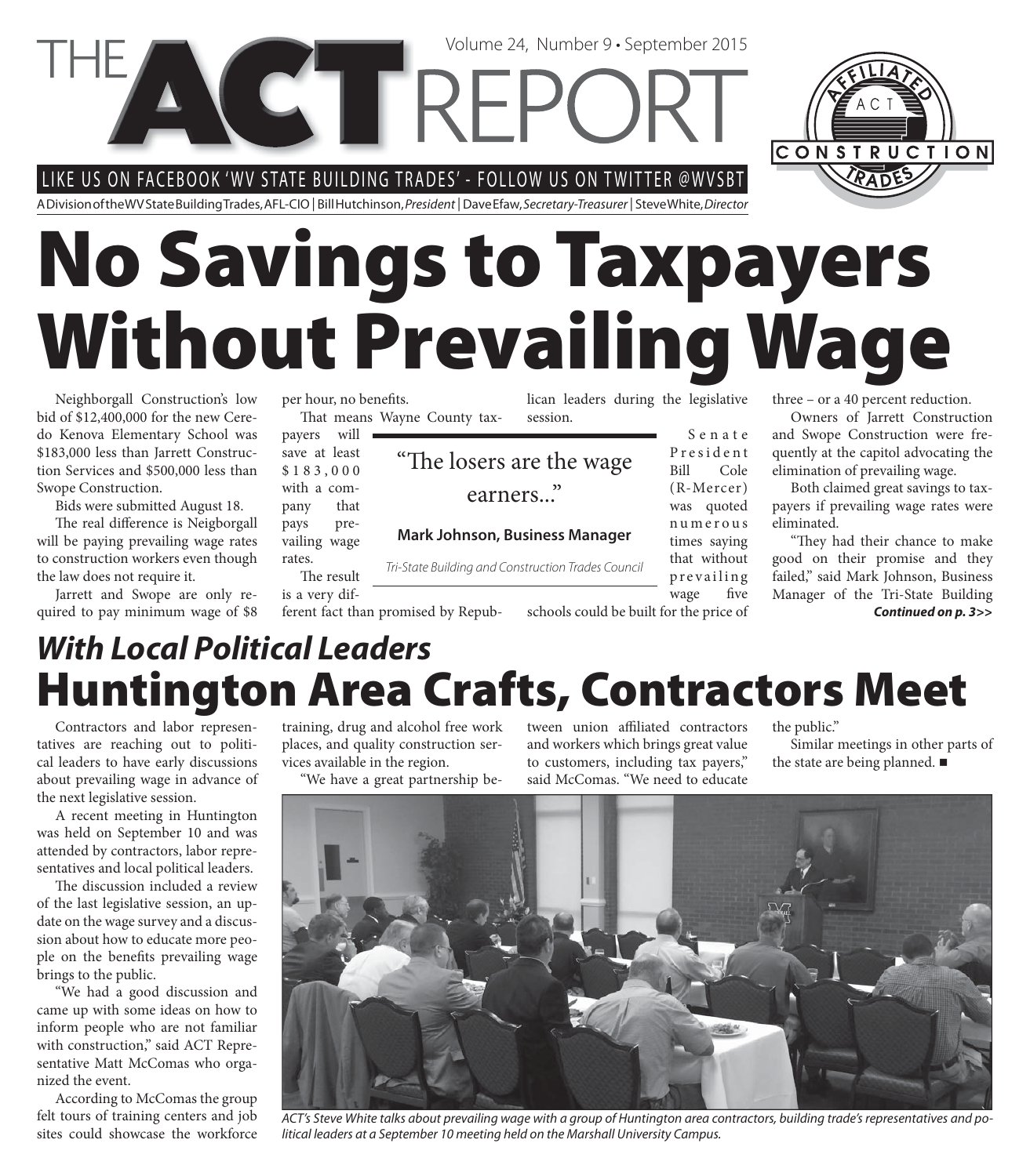# THE ACT REPORT

Volume 24, Number 9 • September 2015

LIKE US ON FACEBOOK 'WV STATE BUILDING TRADES' - FOLLOW US ON TWITTER @WVSBT

A Division of the WV State Building Trades, AFL-CIO | Bill Hutchinson, *President* | Dave Efaw, *Secretary-Treasurer* | Steve White, *Director*

# No Savings to Taxpayers Without Prevailing Wage

Neighborgall Construction's low bid of $12,400,000 for the new Ceredo Kenova Elementary School was $183,000 less than Jarrett Construction Services and $500,000 less than Swope Construction.

Bids were submitted August 18.

The real difference is Neigborgall will be paying prevailing wage rates to construction workers even though the law does not require it.

Jarrett and Swope are only required to pay minimum wage of $8 per hour, no benefits.

That means Wayne County taxpayers will save at least $183,000 with a company that pays prevailing wage rates.

The result is a very different fact than promised by Republican leaders during the legislative session.

> "The losers are the wage earners..."
>
> **Mark Johnson, Business Manager**
>
> *Tri-State Building and Construction Trades Council*

Senate President Bill Cole (R-Mercer) was quoted numerous times saying that without prevailing wage five schools could be built for the price of three – or a 40 percent reduction.

Owners of Jarrett Construction and Swope Construction were frequently at the capitol advocating the elimination of prevailing wage.

Both claimed great savings to taxpayers if prevailing wage rates were eliminated.

"They had their chance to make good on their promise and they failed," said Mark Johnson, Business Manager of the Tri-State Building

***Continued on p. 3>>***

## *With Local Political Leaders* Huntington Area Crafts, Contractors Meet

Contractors and labor representatives are reaching out to political leaders to have early discussions about prevailing wage in advance of the next legislative session.

A recent meeting in Huntington was held on September 10 and was attended by contractors, labor representatives and local political leaders.

The discussion included a review of the last legislative session, an update on the wage survey and a discussion about how to educate more people on the benefits prevailing wage brings to the public.

"We had a good discussion and came up with some ideas on how to inform people who are not familiar with construction," said ACT Representative Matt McComas who organized the event.

According to McComas the group felt tours of training centers and job sites could showcase the workforce training, drug and alcohol free work places, and quality construction services available in the region.

"We have a great partnership between union affiliated contractors and workers which brings great value to customers, including tax payers," said McComas. "We need to educate the public."

Similar meetings in other parts of the state are being planned. ■

*ACT's Steve White talks about prevailing wage with a group of Huntington area contractors, building trade's representatives and political leaders at a September 10 meeting held on the Marshall University Campus.*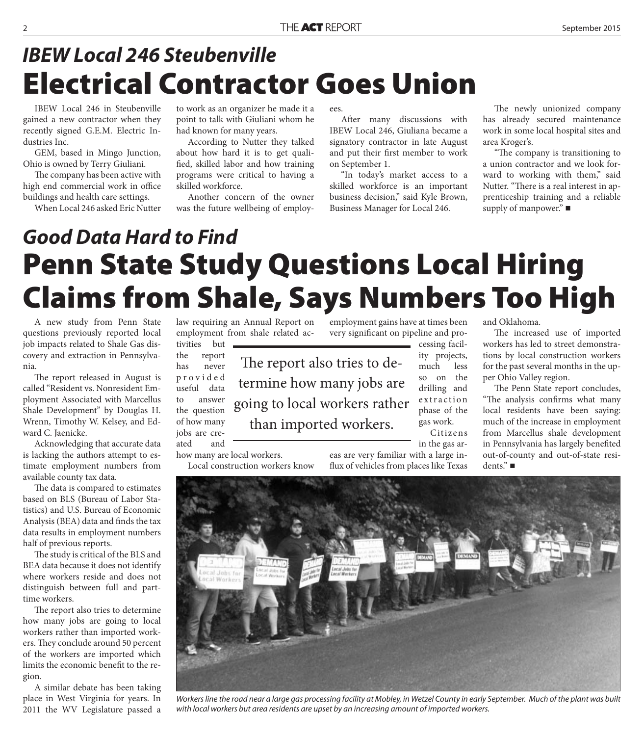## *IBEW Local 246 Steubenville*

# Electrical Contractor Goes Union

IBEW Local 246 in Steubenville gained a new contractor when they recently signed G.E.M. Electric Industries Inc.

GEM, based in Mingo Junction, Ohio is owned by Terry Giuliani.

The company has been active with high end commercial work in office buildings and health care settings.

When Local 246 asked Eric Nutter to work as an organizer he made it a point to talk with Giuliani whom he had known for many years.

According to Nutter they talked about how hard it is to get qualified, skilled labor and how training programs were critical to having a skilled workforce.

Another concern of the owner was the future wellbeing of employees.

After many discussions with IBEW Local 246, Giuliana became a signatory contractor in late August and put their first member to work on September 1.

"In today's market access to a skilled workforce is an important business decision," said Kyle Brown, Business Manager for Local 246.

The newly unionized company has already secured maintenance work in some local hospital sites and area Kroger's.

"The company is transitioning to a union contractor and we look forward to working with them," said Nutter. "There is a real interest in apprenticeship training and a reliable supply of manpower." ■

## *Good Data Hard to Find*

# Penn State Study Questions Local Hiring Claims from Shale, Says Numbers Too High

A new study from Penn State questions previously reported local job impacts related to Shale Gas discovery and extraction in Pennsylvania.

The report released in August is called "Resident vs. Nonresident Employment Associated with Marcellus Shale Development" by Douglas H. Wrenn, Timothy W. Kelsey, and Edward C. Jaenicke.

Acknowledging that accurate data is lacking the authors attempt to estimate employment numbers from available county tax data.

The data is compared to estimates based on BLS (Bureau of Labor Statistics) and U.S. Bureau of Economic Analysis (BEA) data and finds the tax data results in employment numbers half of previous reports.

The study is critical of the BLS and BEA data because it does not identify where workers reside and does not distinguish between full and part-time workers.

The report also tries to determine how many jobs are going to local workers rather than imported workers. They conclude around 50 percent of the workers are imported which limits the economic benefit to the region.

A similar debate has been taking place in West Virginia for years. In 2011 the WV Legislature passed a law requiring an Annual Report on employment from shale related activities but the report has never provided useful data to answer the question of how many jobs are created and how many are local workers.

> The report also tries to determine how many jobs are going to local workers rather than imported workers.

Local construction workers know employment gains have at times been very significant on pipeline and processing facility projects, much less so on the drilling and extraction phase of the gas work.

Citizens in the gas areas are very familiar with a large influx of vehicles from places like Texas and Oklahoma.

The increased use of imported workers has led to street demonstrations by local construction workers for the past several months in the upper Ohio Valley region.

The Penn State report concludes, "The analysis confirms what many local residents have been saying: much of the increase in employment from Marcellus shale development in Pennsylvania has largely benefited out-of-county and out-of-state residents." ■

*Workers line the road near a large gas processing facility at Mobley, in Wetzel County in early September. Much of the plant was built with local workers but area residents are upset by an increasing amount of imported workers.*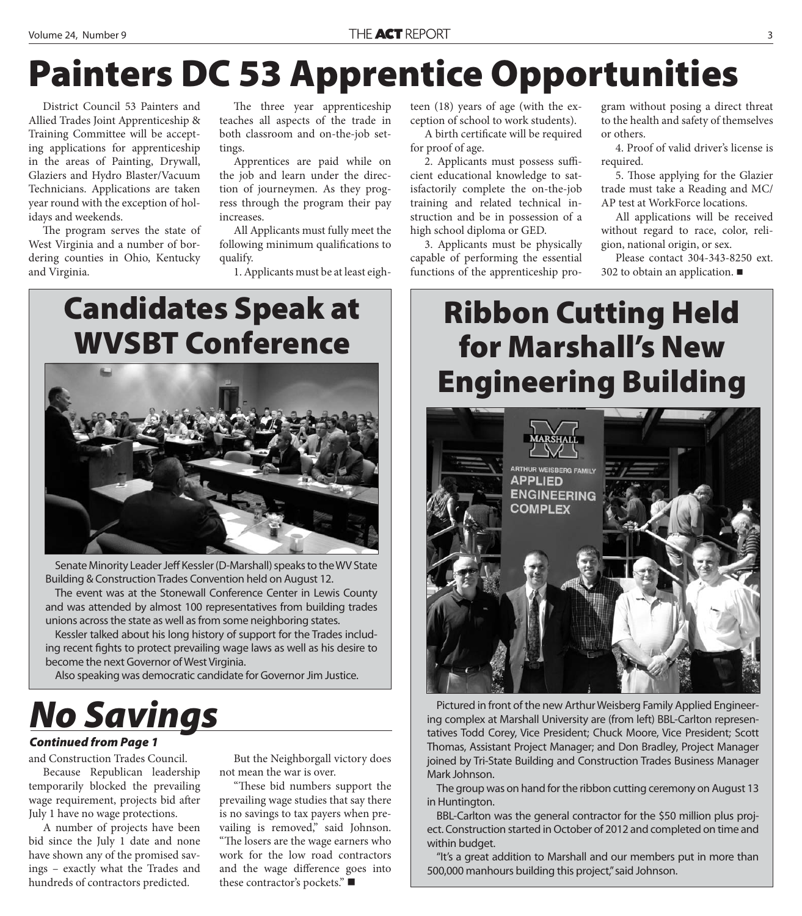# Painters DC 53 Apprentice Opportunities

District Council 53 Painters and Allied Trades Joint Apprenticeship & Training Committee will be accepting applications for apprenticeship in the areas of Painting, Drywall, Glaziers and Hydro Blaster/Vacuum Technicians. Applications are taken year round with the exception of holidays and weekends.

The program serves the state of West Virginia and a number of bordering counties in Ohio, Kentucky and Virginia.

The three year apprenticeship teaches all aspects of the trade in both classroom and on-the-job settings.

Apprentices are paid while on the job and learn under the direction of journeymen. As they progress through the program their pay increases.

All Applicants must fully meet the following minimum qualifications to qualify.

1. Applicants must be at least eighteen (18) years of age (with the exception of school to work students).

A birth certificate will be required for proof of age.

2. Applicants must possess sufficient educational knowledge to satisfactorily complete the on-the-job training and related technical instruction and be in possession of a high school diploma or GED.

3. Applicants must be physically capable of performing the essential functions of the apprenticeship program without posing a direct threat to the health and safety of themselves or others.

4. Proof of valid driver's license is required.

5. Those applying for the Glazier trade must take a Reading and MC/AP test at WorkForce locations.

All applications will be received without regard to race, color, religion, national origin, or sex.

Please contact 304-343-8250 ext. 302 to obtain an application. ■

# Candidates Speak at WVSBT Conference

Senate Minority Leader Jeff Kessler (D-Marshall) speaks to the WV State Building & Construction Trades Convention held on August 12.

The event was at the Stonewall Conference Center in Lewis County and was attended by almost 100 representatives from building trades unions across the state as well as from some neighboring states.

Kessler talked about his long history of support for the Trades including recent fights to protect prevailing wage laws as well as his desire to become the next Governor of West Virginia.

Also speaking was democratic candidate for Governor Jim Justice.

# *No Savings*

***Continued from Page 1***

and Construction Trades Council.

Because Republican leadership temporarily blocked the prevailing wage requirement, projects bid after July 1 have no wage protections.

A number of projects have been bid since the July 1 date and none have shown any of the promised savings – exactly what the Trades and hundreds of contractors predicted.

But the Neighborgall victory does not mean the war is over.

"These bid numbers support the prevailing wage studies that say there is no savings to tax payers when prevailing is removed," said Johnson. "The losers are the wage earners who work for the low road contractors and the wage difference goes into these contractor's pockets." ■

# Ribbon Cutting Held for Marshall's New Engineering Building

Pictured in front of the new Arthur Weisberg Family Applied Engineering complex at Marshall University are (from left) BBL-Carlton representatives Todd Corey, Vice President; Chuck Moore, Vice President; Scott Thomas, Assistant Project Manager; and Don Bradley, Project Manager joined by Tri-State Building and Construction Trades Business Manager Mark Johnson.

The group was on hand for the ribbon cutting ceremony on August 13 in Huntington.

BBL-Carlton was the general contractor for the $50 million plus project. Construction started in October of 2012 and completed on time and within budget.

"It's a great addition to Marshall and our members put in more than 500,000 manhours building this project," said Johnson.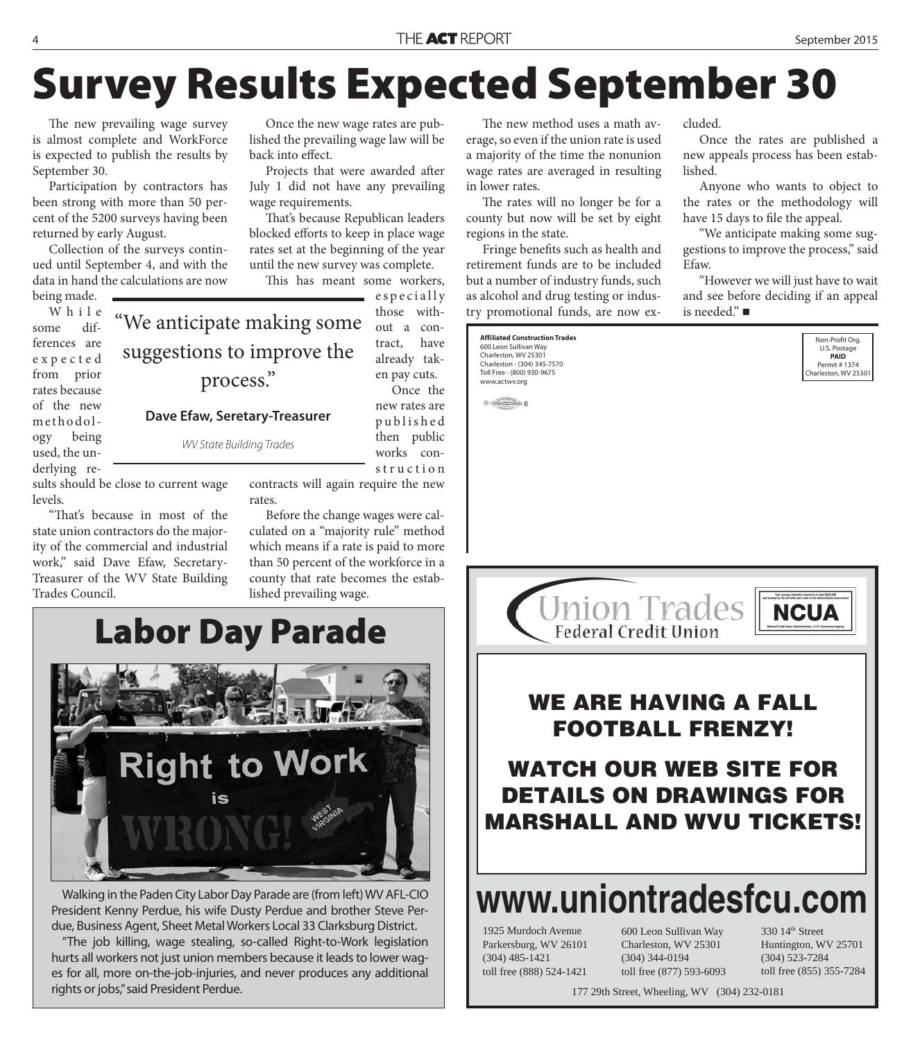# Survey Results Expected September 30

The new prevailing wage survey is almost complete and WorkForce is expected to publish the results by September 30.

Participation by contractors has been strong with more than 50 percent of the 5200 surveys having been returned by early August.

Collection of the surveys continued until September 4, and with the data in hand the calculations are now being made.

While some differences are expected from prior rates because of the new methodology being used, the underlying results should be close to current wage levels.

"That's because in most of the state union contractors do the majority of the commercial and industrial work," said Dave Efaw, Secretary-Treasurer of the WV State Building Trades Council.

> "We anticipate making some suggestions to improve the process."
>
> **Dave Efaw, Seretary-Treasurer**
>
> *WV State Building Trades*

Once the new wage rates are published the prevailing wage law will be back into effect.

Projects that were awarded after July 1 did not have any prevailing wage requirements.

That's because Republican leaders blocked efforts to keep in place wage rates set at the beginning of the year until the new survey was complete.

This has meant some workers, especially those without a contract, have already taken pay cuts.

Once the new rates are published then public works construction contracts will again require the new rates.

Before the change wages were calculated on a "majority rule" method which means if a rate is paid to more than 50 percent of the workforce in a county that rate becomes the established prevailing wage.

The new method uses a math average, so even if the union rate is used a majority of the time the nonunion wage rates are averaged in resulting in lower rates.

The rates will no longer be for a county but now will be set by eight regions in the state.

Fringe benefits such as health and retirement funds are to be included but a number of industry funds, such as alcohol and drug testing or industry promotional funds, are now excluded.

Once the rates are published a new appeals process has been established.

Anyone who wants to object to the rates or the methodology will have 15 days to file the appeal.

"We anticipate making some suggestions to improve the process," said Efaw.

"However we will just have to wait and see before deciding if an appeal is needed." ■

## Labor Day Parade

Walking in the Paden City Labor Day Parade are (from left) WV AFL-CIO President Kenny Perdue, his wife Dusty Perdue and brother Steve Perdue, Business Agent, Sheet Metal Workers Local 33 Clarksburg District.

"The job killing, wage stealing, so-called Right-to-Work legislation hurts all workers not just union members because it leads to lower wages for all, more on-the-job-injuries, and never produces any additional rights or jobs," said President Perdue.

**Affiliated Construction Trades**
600 Leon Sullivan Way
Charleston, WV 25301
Charleston - (304) 345-7570
Toll Free - (800) 930-9675
www.actwv.org

Non-Profit Org.
U.S. Postage
**PAID**
Permit # 1374
Charleston, WV 25301

Union Trades Federal Credit Union

NCUA

**WE ARE HAVING A FALL FOOTBALL FRENZY!**

**WATCH OUR WEB SITE FOR DETAILS ON DRAWINGS FOR MARSHALL AND WVU TICKETS!**

**www.uniontradesfcu.com**

1925 Murdoch Avenue
Parkersburg, WV 26101
(304) 485-1421
toll free (888) 524-1421

600 Leon Sullivan Way
Charleston, WV 25301
(304) 344-0194
toll free (877) 593-6093

330 14th Street
Huntington, WV 25701
(304) 523-7284
toll free (855) 355-7284

177 29th Street, Wheeling, WV (304) 232-0181